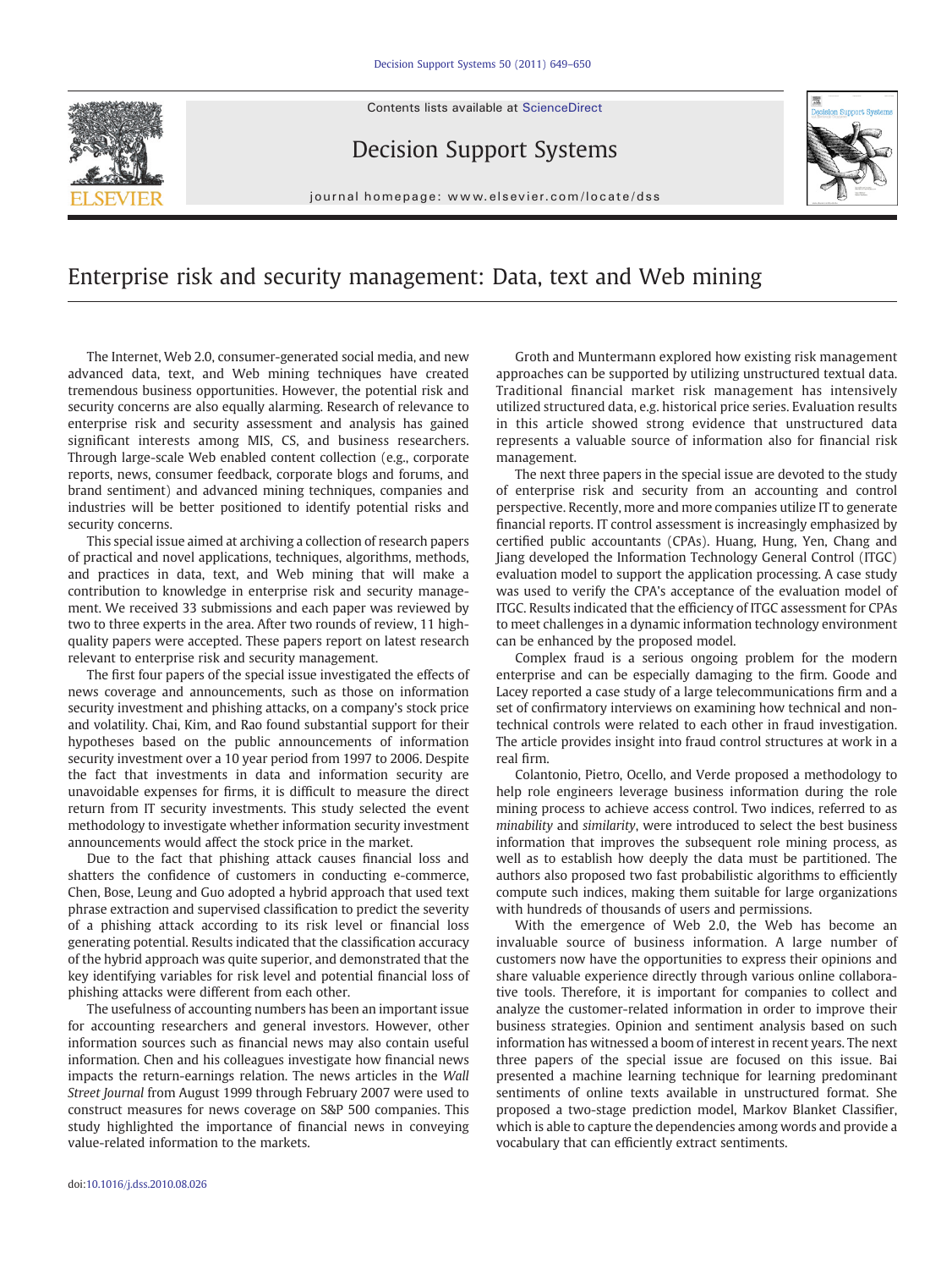# Enterprise risk and security management: Data, text and Web mining

The Internet, Web 2.0, consumer-generated social media, and new advanced data, text, and Web mining techniques have created tremendous business opportunities. However, the potential risk and security concerns are also equally alarming. Research of relevance to enterprise risk and security assessment and analysis has gained significant interests among MIS, CS, and business researchers. Through large-scale Web enabled content collection (e.g., corporate reports, news, consumer feedback, corporate blogs and forums, and brand sentiment) and advanced mining techniques, companies and industries will be better positioned to identify potential risks and security concerns.

This special issue aimed at archiving a collection of research papers of practical and novel applications, techniques, algorithms, methods, and practices in data, text, and Web mining that will make a contribution to knowledge in enterprise risk and security management. We received 33 submissions and each paper was reviewed by two to three experts in the area. After two rounds of review, 11 high-quality papers were accepted. These papers report on latest research relevant to enterprise risk and security management.

The first four papers of the special issue investigated the effects of news coverage and announcements, such as those on information security investment and phishing attacks, on a company's stock price and volatility. Chai, Kim, and Rao found substantial support for their hypotheses based on the public announcements of information security investment over a 10 year period from 1997 to 2006. Despite the fact that investments in data and information security are unavoidable expenses for firms, it is difficult to measure the direct return from IT security investments. This study selected the event methodology to investigate whether information security investment announcements would affect the stock price in the market.

Due to the fact that phishing attack causes financial loss and shatters the confidence of customers in conducting e-commerce, Chen, Bose, Leung and Guo adopted a hybrid approach that used text phrase extraction and supervised classification to predict the severity of a phishing attack according to its risk level or financial loss generating potential. Results indicated that the classification accuracy of the hybrid approach was quite superior, and demonstrated that the key identifying variables for risk level and potential financial loss of phishing attacks were different from each other.

The usefulness of accounting numbers has been an important issue for accounting researchers and general investors. However, other information sources such as financial news may also contain useful information. Chen and his colleagues investigate how financial news impacts the return-earnings relation. The news articles in the *Wall Street Journal* from August 1999 through February 2007 were used to construct measures for news coverage on S&P 500 companies. This study highlighted the importance of financial news in conveying value-related information to the markets.

Groth and Muntermann explored how existing risk management approaches can be supported by utilizing unstructured textual data. Traditional financial market risk management has intensively utilized structured data, e.g. historical price series. Evaluation results in this article showed strong evidence that unstructured data represents a valuable source of information also for financial risk management.

The next three papers in the special issue are devoted to the study of enterprise risk and security from an accounting and control perspective. Recently, more and more companies utilize IT to generate financial reports. IT control assessment is increasingly emphasized by certified public accountants (CPAs). Huang, Hung, Yen, Chang and Jiang developed the Information Technology General Control (ITGC) evaluation model to support the application processing. A case study was used to verify the CPA's acceptance of the evaluation model of ITGC. Results indicated that the efficiency of ITGC assessment for CPAs to meet challenges in a dynamic information technology environment can be enhanced by the proposed model.

Complex fraud is a serious ongoing problem for the modern enterprise and can be especially damaging to the firm. Goode and Lacey reported a case study of a large telecommunications firm and a set of confirmatory interviews on examining how technical and non-technical controls were related to each other in fraud investigation. The article provides insight into fraud control structures at work in a real firm.

Colantonio, Pietro, Ocello, and Verde proposed a methodology to help role engineers leverage business information during the role mining process to achieve access control. Two indices, referred to as *minability* and *similarity*, were introduced to select the best business information that improves the subsequent role mining process, as well as to establish how deeply the data must be partitioned. The authors also proposed two fast probabilistic algorithms to efficiently compute such indices, making them suitable for large organizations with hundreds of thousands of users and permissions.

With the emergence of Web 2.0, the Web has become an invaluable source of business information. A large number of customers now have the opportunities to express their opinions and share valuable experience directly through various online collaborative tools. Therefore, it is important for companies to collect and analyze the customer-related information in order to improve their business strategies. Opinion and sentiment analysis based on such information has witnessed a boom of interest in recent years. The next three papers of the special issue are focused on this issue. Bai presented a machine learning technique for learning predominant sentiments of online texts available in unstructured format. She proposed a two-stage prediction model, Markov Blanket Classifier, which is able to capture the dependencies among words and provide a vocabulary that can efficiently extract sentiments.

doi:10.1016/j.dss.2010.08.026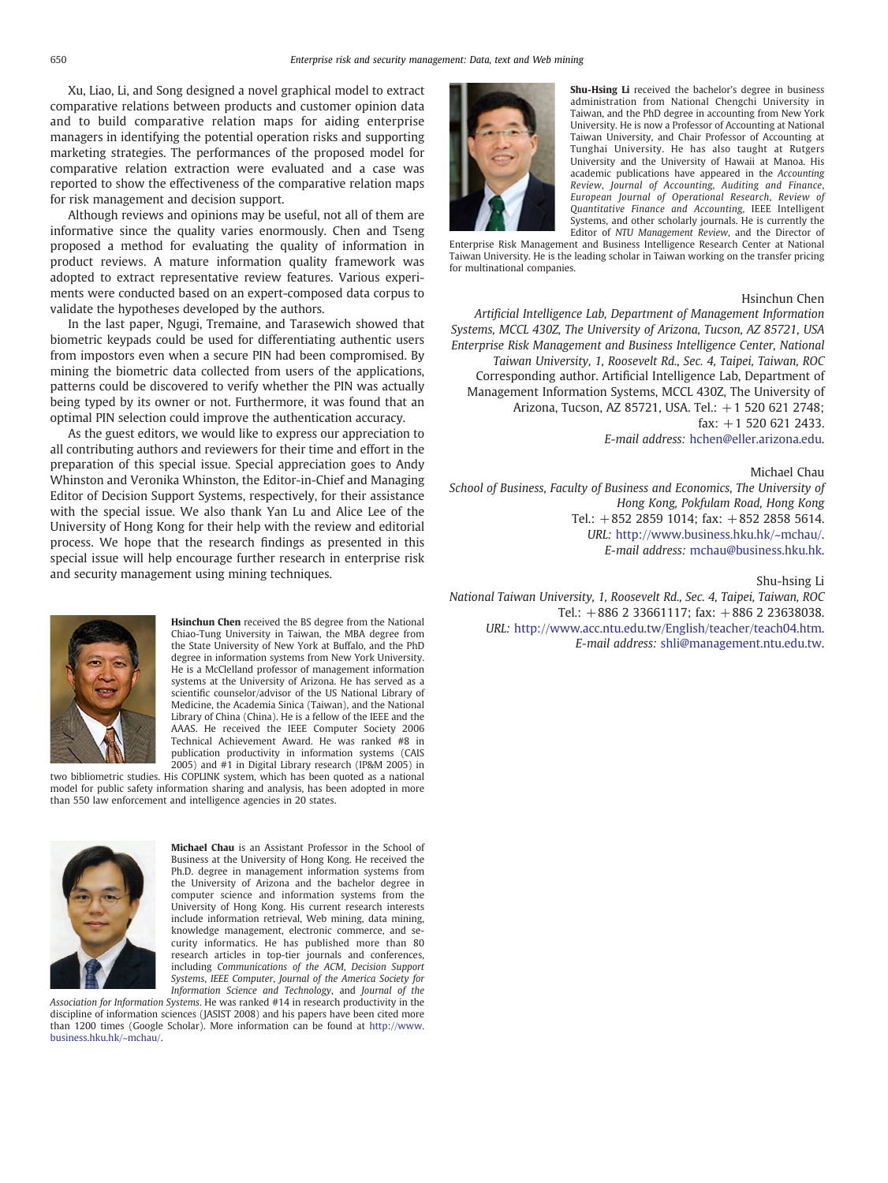Xu, Liao, Li, and Song designed a novel graphical model to extract comparative relations between products and customer opinion data and to build comparative relation maps for aiding enterprise managers in identifying the potential operation risks and supporting marketing strategies. The performances of the proposed model for comparative relation extraction were evaluated and a case was reported to show the effectiveness of the comparative relation maps for risk management and decision support.

Although reviews and opinions may be useful, not all of them are informative since the quality varies enormously. Chen and Tseng proposed a method for evaluating the quality of information in product reviews. A mature information quality framework was adopted to extract representative review features. Various experiments were conducted based on an expert-composed data corpus to validate the hypotheses developed by the authors.

In the last paper, Ngugi, Tremaine, and Tarasewich showed that biometric keypads could be used for differentiating authentic users from impostors even when a secure PIN had been compromised. By mining the biometric data collected from users of the applications, patterns could be discovered to verify whether the PIN was actually being typed by its owner or not. Furthermore, it was found that an optimal PIN selection could improve the authentication accuracy.

As the guest editors, we would like to express our appreciation to all contributing authors and reviewers for their time and effort in the preparation of this special issue. Special appreciation goes to Andy Whinston and Veronika Whinston, the Editor-in-Chief and Managing Editor of Decision Support Systems, respectively, for their assistance with the special issue. We also thank Yan Lu and Alice Lee of the University of Hong Kong for their help with the review and editorial process. We hope that the research findings as presented in this special issue will help encourage further research in enterprise risk and security management using mining techniques.

**Hsinchun Chen** received the BS degree from the National Chiao-Tung University in Taiwan, the MBA degree from the State University of New York at Buffalo, and the PhD degree in information systems from New York University. He is a McClelland professor of management information systems at the University of Arizona. He has served as a scientific counselor/advisor of the US National Library of Medicine, the Academia Sinica (Taiwan), and the National Library of China (China). He is a fellow of the IEEE and the AAAS. He received the IEEE Computer Society 2006 Technical Achievement Award. He was ranked #8 in publication productivity in information systems (CAIS 2005) and #1 in Digital Library research (IP&M 2005) in two bibliometric studies. His COPLINK system, which has been quoted as a national model for public safety information sharing and analysis, has been adopted in more than 550 law enforcement and intelligence agencies in 20 states.

**Michael Chau** is an Assistant Professor in the School of Business at the University of Hong Kong. He received the Ph.D. degree in management information systems from the University of Arizona and the bachelor degree in computer science and information systems from the University of Hong Kong. His current research interests include information retrieval, Web mining, data mining, knowledge management, electronic commerce, and security informatics. He has published more than 80 research articles in top-tier journals and conferences, including *Communications of the ACM*, *Decision Support Systems*, *IEEE Computer*, *Journal of the America Society for Information Science and Technology*, and *Journal of the Association for Information Systems*. He was ranked #14 in research productivity in the discipline of information sciences (JASIST 2008) and his papers have been cited more than 1200 times (Google Scholar). More information can be found at http://www.business.hku.hk/~mchau/.

**Shu-Hsing Li** received the bachelor's degree in business administration from National Chengchi University in Taiwan, and the PhD degree in accounting from New York University. He is now a Professor of Accounting at National Taiwan University, and Chair Professor of Accounting at Tunghai University. He has also taught at Rutgers University and the University of Hawaii at Manoa. His academic publications have appeared in the *Accounting Review*, *Journal of Accounting, Auditing and Finance*, *European Journal of Operational Research*, *Review of Quantitative Finance and Accounting*, IEEE Intelligent Systems, and other scholarly journals. He is currently the Editor of *NTU Management Review*, and the Director of Enterprise Risk Management and Business Intelligence Research Center at National Taiwan University. He is the leading scholar in Taiwan working on the transfer pricing for multinational companies.

Hsinchun Chen
*Artificial Intelligence Lab, Department of Management Information Systems, MCCL 430Z, The University of Arizona, Tucson, AZ 85721, USA*
*Enterprise Risk Management and Business Intelligence Center, National Taiwan University, 1, Roosevelt Rd., Sec. 4, Taipei, Taiwan, ROC*
Corresponding author. Artificial Intelligence Lab, Department of Management Information Systems, MCCL 430Z, The University of Arizona, Tucson, AZ 85721, USA. Tel.: +1 520 621 2748; fax: +1 520 621 2433.
*E-mail address:* hchen@eller.arizona.edu.

Michael Chau
*School of Business, Faculty of Business and Economics, The University of Hong Kong, Pokfulam Road, Hong Kong*
Tel.: +852 2859 1014; fax: +852 2858 5614.
*URL:* http://www.business.hku.hk/~mchau/.
*E-mail address:* mchau@business.hku.hk.

Shu-hsing Li
*National Taiwan University, 1, Roosevelt Rd., Sec. 4, Taipei, Taiwan, ROC*
Tel.: +886 2 33661117; fax: +886 2 23638038.
*URL:* http://www.acc.ntu.edu.tw/English/teacher/teach04.htm.
*E-mail address:* shli@management.ntu.edu.tw.